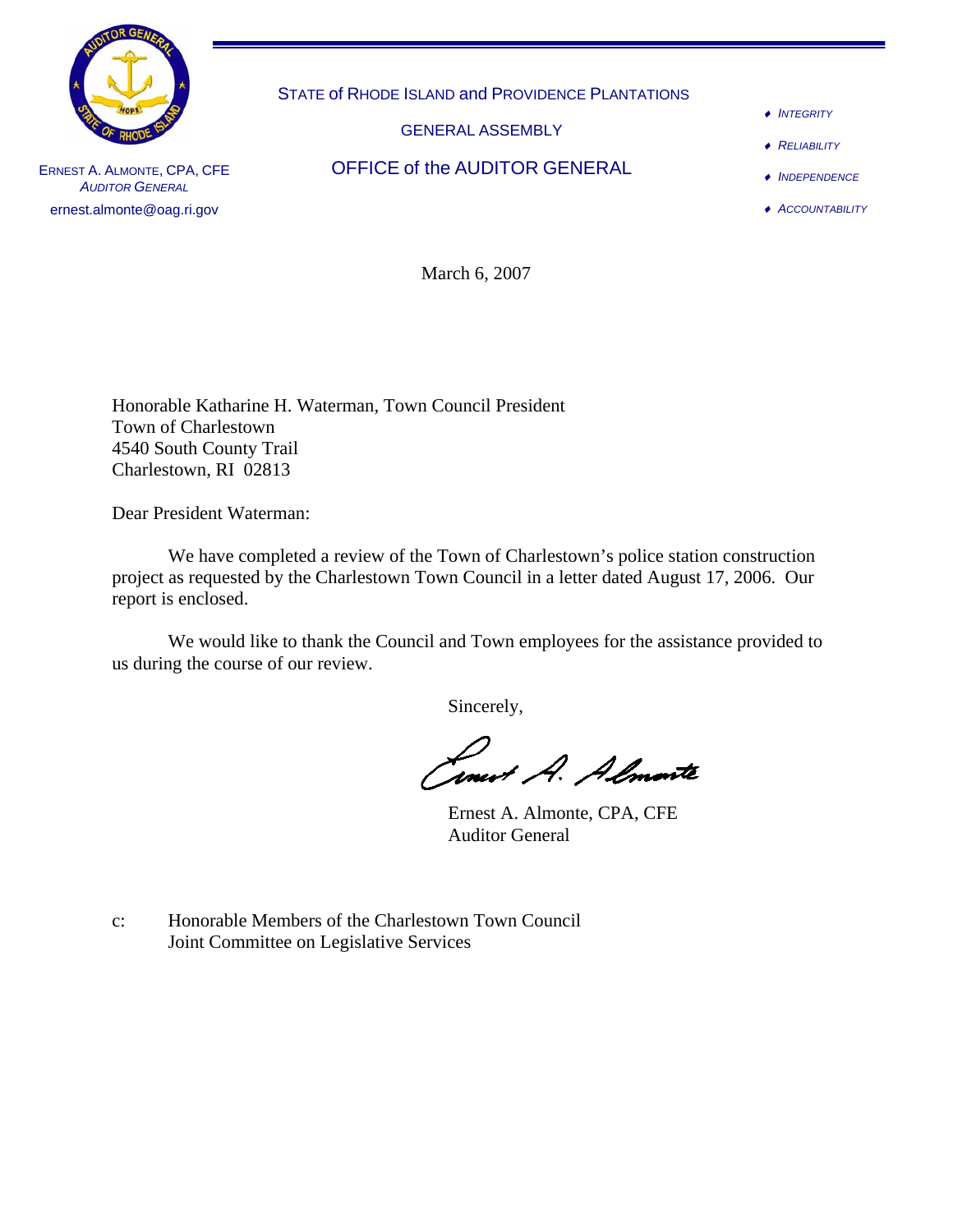STATE of RHODE ISLAND and PROVIDENCE PLANTATIONS

GENERAL ASSEMBLY

OFFICE of the AUDITOR GENERAL

ERNEST A. ALMONTE, CPA, CFE
*AUDITOR GENERAL*
ernest.almonte@oag.ri.gov

- *INTEGRITY*
- *RELIABILITY*
- *INDEPENDENCE*
- *ACCOUNTABILITY*

March 6, 2007

Honorable Katharine H. Waterman, Town Council President
Town of Charlestown
4540 South County Trail
Charlestown, RI 02813

Dear President Waterman:

We have completed a review of the Town of Charlestown's police station construction project as requested by the Charlestown Town Council in a letter dated August 17, 2006. Our report is enclosed.

We would like to thank the Council and Town employees for the assistance provided to us during the course of our review.

Sincerely,

Ernest A. Almonte, CPA, CFE
Auditor General

c: Honorable Members of the Charlestown Town Council
Joint Committee on Legislative Services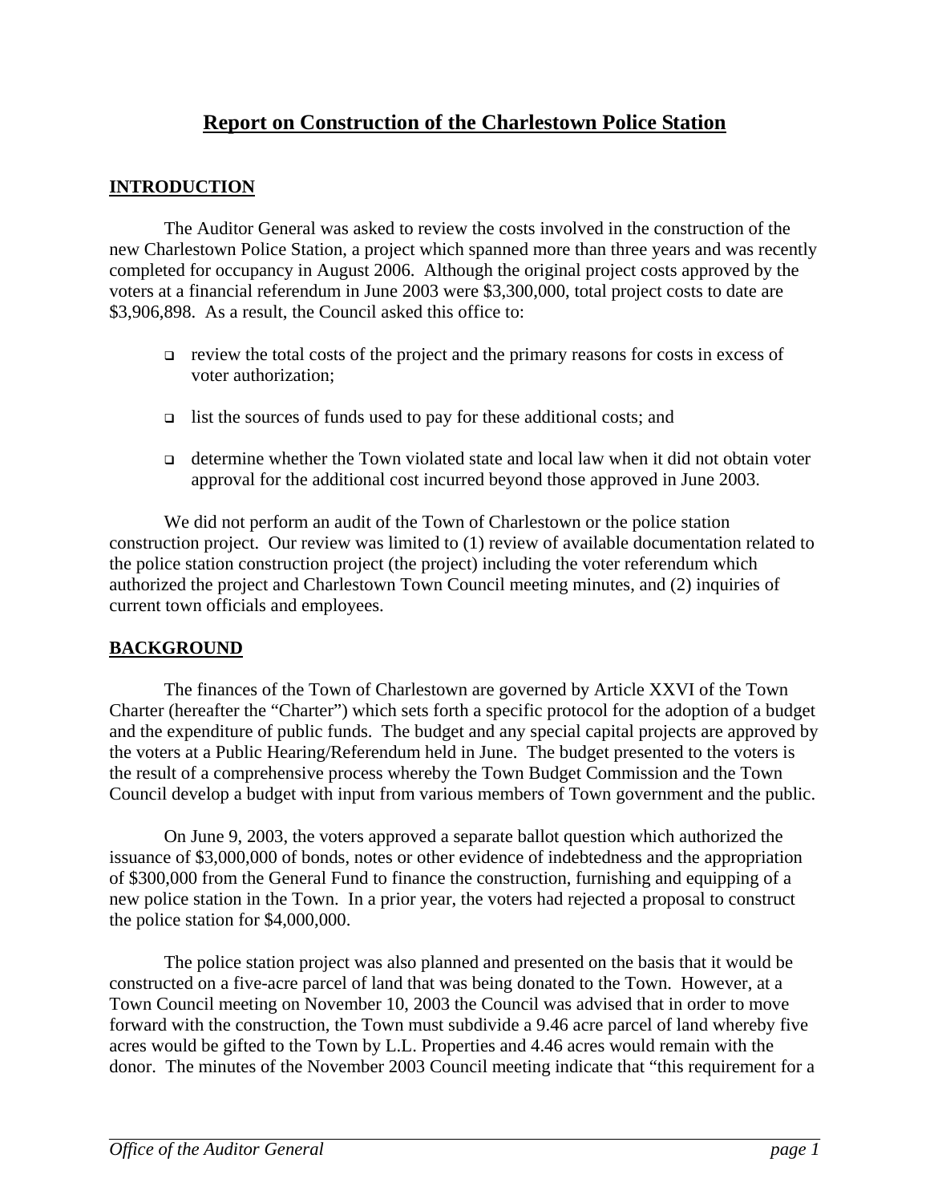# Report on Construction of the Charlestown Police Station

## INTRODUCTION

The Auditor General was asked to review the costs involved in the construction of the new Charlestown Police Station, a project which spanned more than three years and was recently completed for occupancy in August 2006. Although the original project costs approved by the voters at a financial referendum in June 2003 were $3,300,000, total project costs to date are $3,906,898. As a result, the Council asked this office to:

- review the total costs of the project and the primary reasons for costs in excess of voter authorization;
- list the sources of funds used to pay for these additional costs; and
- determine whether the Town violated state and local law when it did not obtain voter approval for the additional cost incurred beyond those approved in June 2003.

We did not perform an audit of the Town of Charlestown or the police station construction project. Our review was limited to (1) review of available documentation related to the police station construction project (the project) including the voter referendum which authorized the project and Charlestown Town Council meeting minutes, and (2) inquiries of current town officials and employees.

## BACKGROUND

The finances of the Town of Charlestown are governed by Article XXVI of the Town Charter (hereafter the "Charter") which sets forth a specific protocol for the adoption of a budget and the expenditure of public funds. The budget and any special capital projects are approved by the voters at a Public Hearing/Referendum held in June. The budget presented to the voters is the result of a comprehensive process whereby the Town Budget Commission and the Town Council develop a budget with input from various members of Town government and the public.

On June 9, 2003, the voters approved a separate ballot question which authorized the issuance of $3,000,000 of bonds, notes or other evidence of indebtedness and the appropriation of $300,000 from the General Fund to finance the construction, furnishing and equipping of a new police station in the Town. In a prior year, the voters had rejected a proposal to construct the police station for $4,000,000.

The police station project was also planned and presented on the basis that it would be constructed on a five-acre parcel of land that was being donated to the Town. However, at a Town Council meeting on November 10, 2003 the Council was advised that in order to move forward with the construction, the Town must subdivide a 9.46 acre parcel of land whereby five acres would be gifted to the Town by L.L. Properties and 4.46 acres would remain with the donor. The minutes of the November 2003 Council meeting indicate that "this requirement for a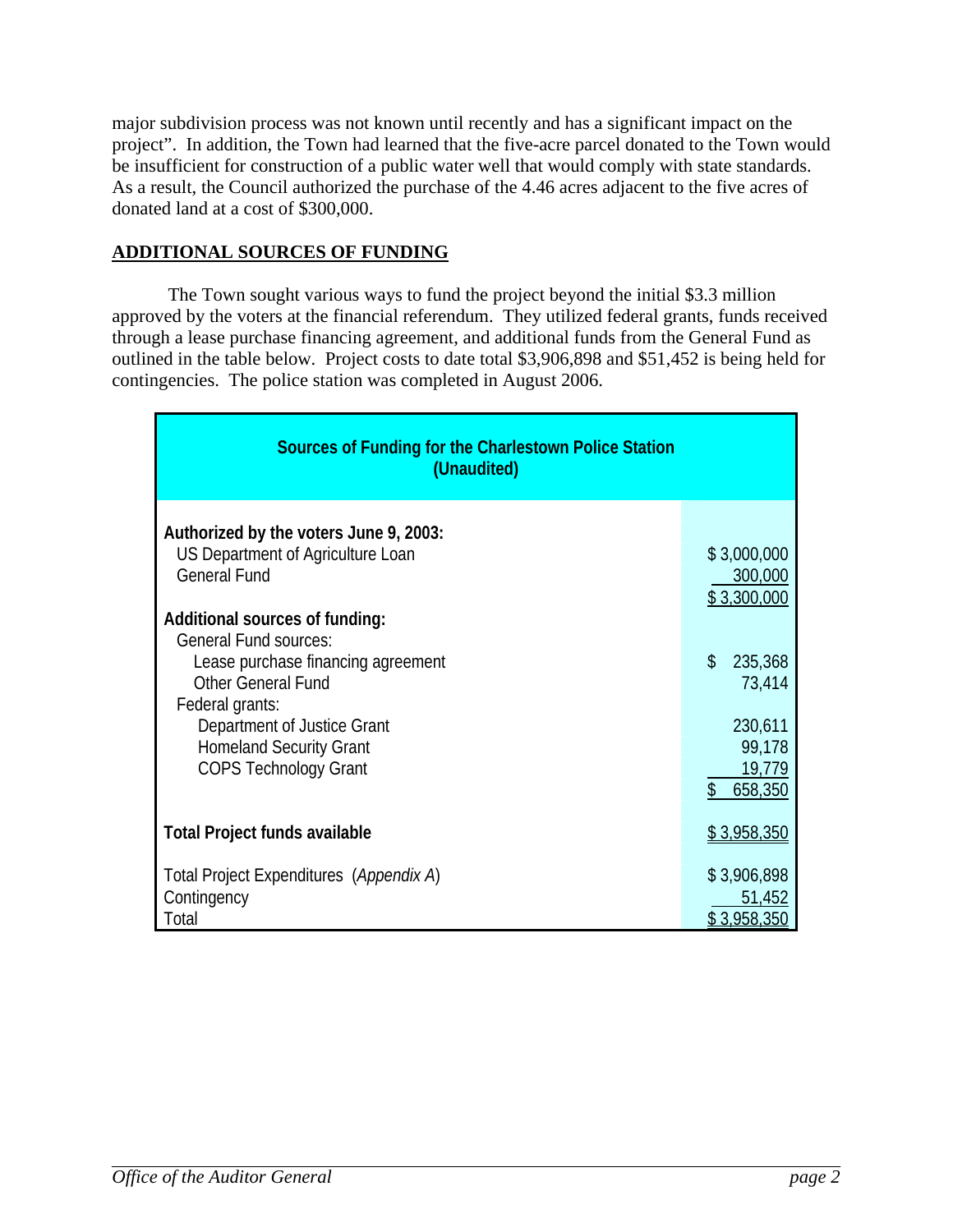major subdivision process was not known until recently and has a significant impact on the project". In addition, the Town had learned that the five-acre parcel donated to the Town would be insufficient for construction of a public water well that would comply with state standards. As a result, the Council authorized the purchase of the 4.46 acres adjacent to the five acres of donated land at a cost of $300,000.

## ADDITIONAL SOURCES OF FUNDING

The Town sought various ways to fund the project beyond the initial $3.3 million approved by the voters at the financial referendum. They utilized federal grants, funds received through a lease purchase financing agreement, and additional funds from the General Fund as outlined in the table below. Project costs to date total $3,906,898 and $51,452 is being held for contingencies. The police station was completed in August 2006.

| **Sources of Funding for the Charlestown Police Station (Unaudited)** | |
|---|---|
| **Authorized by the voters June 9, 2003:** | |
| US Department of Agriculture Loan | $ 3,000,000 |
| General Fund | 300,000 |
| | $ 3,300,000 |
| **Additional sources of funding:** | |
| General Fund sources: | |
| Lease purchase financing agreement | $ 235,368 |
| Other General Fund | 73,414 |
| Federal grants: | |
| Department of Justice Grant | 230,611 |
| Homeland Security Grant | 99,178 |
| COPS Technology Grant | 19,779 |
| | $ 658,350 |
| **Total Project funds available** | $ 3,958,350 |
| Total Project Expenditures (*Appendix A*) | $ 3,906,898 |
| Contingency | 51,452 |
| Total | $ 3,958,350 |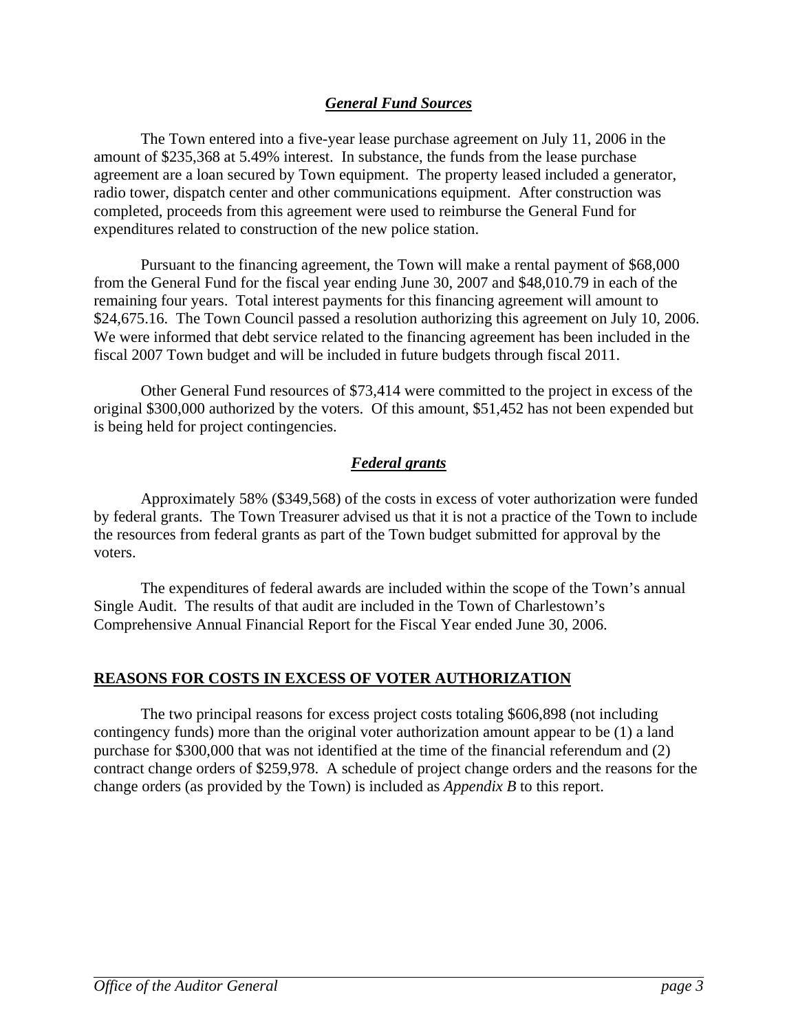### ***General Fund Sources***

The Town entered into a five-year lease purchase agreement on July 11, 2006 in the amount of $235,368 at 5.49% interest. In substance, the funds from the lease purchase agreement are a loan secured by Town equipment. The property leased included a generator, radio tower, dispatch center and other communications equipment. After construction was completed, proceeds from this agreement were used to reimburse the General Fund for expenditures related to construction of the new police station.

Pursuant to the financing agreement, the Town will make a rental payment of $68,000 from the General Fund for the fiscal year ending June 30, 2007 and $48,010.79 in each of the remaining four years. Total interest payments for this financing agreement will amount to $24,675.16. The Town Council passed a resolution authorizing this agreement on July 10, 2006. We were informed that debt service related to the financing agreement has been included in the fiscal 2007 Town budget and will be included in future budgets through fiscal 2011.

Other General Fund resources of $73,414 were committed to the project in excess of the original $300,000 authorized by the voters. Of this amount, $51,452 has not been expended but is being held for project contingencies.

### ***Federal grants***

Approximately 58% ($349,568) of the costs in excess of voter authorization were funded by federal grants. The Town Treasurer advised us that it is not a practice of the Town to include the resources from federal grants as part of the Town budget submitted for approval by the voters.

The expenditures of federal awards are included within the scope of the Town's annual Single Audit. The results of that audit are included in the Town of Charlestown's Comprehensive Annual Financial Report for the Fiscal Year ended June 30, 2006.

## **REASONS FOR COSTS IN EXCESS OF VOTER AUTHORIZATION**

The two principal reasons for excess project costs totaling $606,898 (not including contingency funds) more than the original voter authorization amount appear to be (1) a land purchase for $300,000 that was not identified at the time of the financial referendum and (2) contract change orders of $259,978. A schedule of project change orders and the reasons for the change orders (as provided by the Town) is included as *Appendix B* to this report.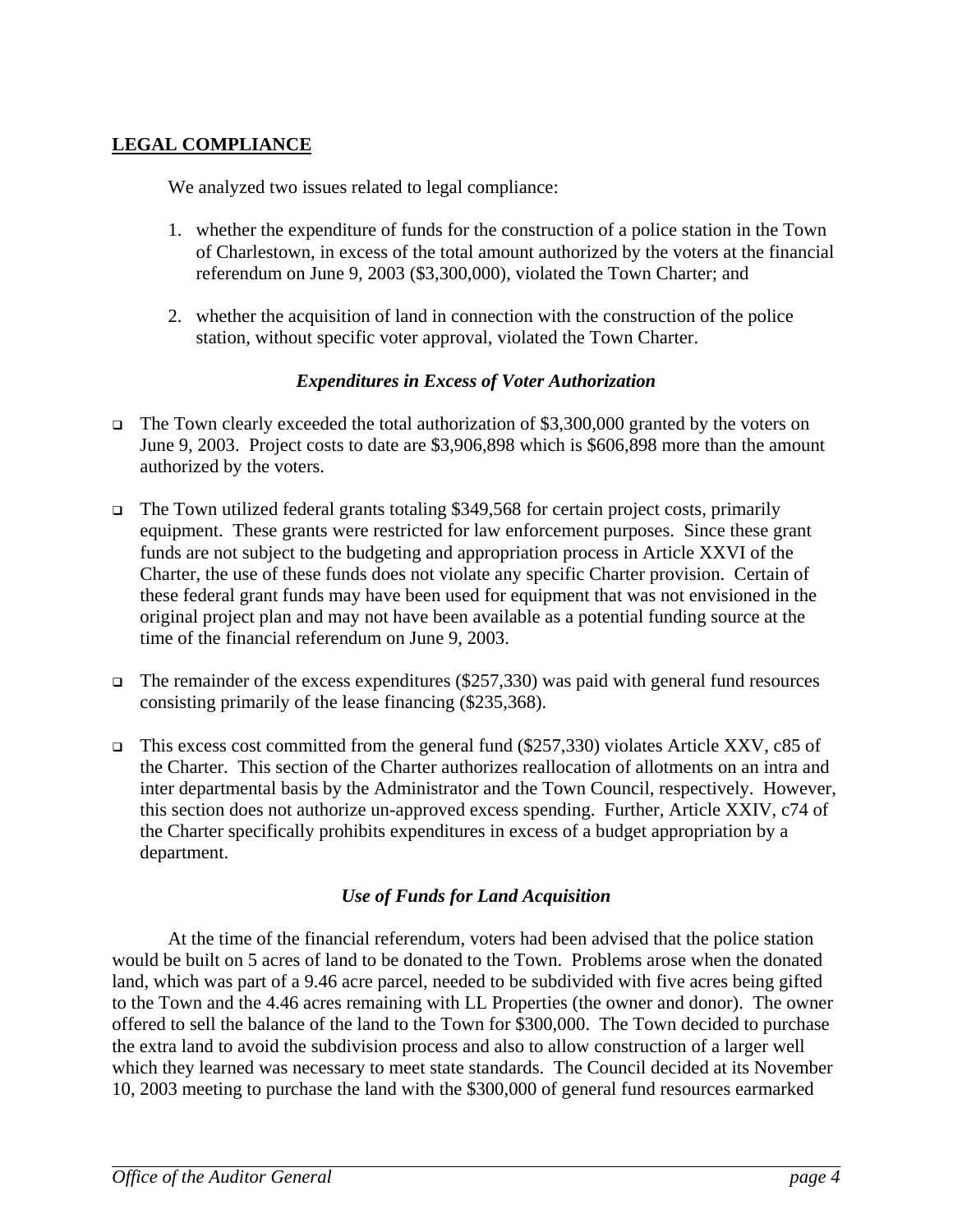## LEGAL COMPLIANCE

We analyzed two issues related to legal compliance:

1. whether the expenditure of funds for the construction of a police station in the Town of Charlestown, in excess of the total amount authorized by the voters at the financial referendum on June 9, 2003 ($3,300,000), violated the Town Charter; and

2. whether the acquisition of land in connection with the construction of the police station, without specific voter approval, violated the Town Charter.

### *Expenditures in Excess of Voter Authorization*

- The Town clearly exceeded the total authorization of $3,300,000 granted by the voters on June 9, 2003. Project costs to date are $3,906,898 which is $606,898 more than the amount authorized by the voters.

- The Town utilized federal grants totaling $349,568 for certain project costs, primarily equipment. These grants were restricted for law enforcement purposes. Since these grant funds are not subject to the budgeting and appropriation process in Article XXVI of the Charter, the use of these funds does not violate any specific Charter provision. Certain of these federal grant funds may have been used for equipment that was not envisioned in the original project plan and may not have been available as a potential funding source at the time of the financial referendum on June 9, 2003.

- The remainder of the excess expenditures ($257,330) was paid with general fund resources consisting primarily of the lease financing ($235,368).

- This excess cost committed from the general fund ($257,330) violates Article XXV, c85 of the Charter. This section of the Charter authorizes reallocation of allotments on an intra and inter departmental basis by the Administrator and the Town Council, respectively. However, this section does not authorize un-approved excess spending. Further, Article XXIV, c74 of the Charter specifically prohibits expenditures in excess of a budget appropriation by a department.

### *Use of Funds for Land Acquisition*

At the time of the financial referendum, voters had been advised that the police station would be built on 5 acres of land to be donated to the Town. Problems arose when the donated land, which was part of a 9.46 acre parcel, needed to be subdivided with five acres being gifted to the Town and the 4.46 acres remaining with LL Properties (the owner and donor). The owner offered to sell the balance of the land to the Town for $300,000. The Town decided to purchase the extra land to avoid the subdivision process and also to allow construction of a larger well which they learned was necessary to meet state standards. The Council decided at its November 10, 2003 meeting to purchase the land with the $300,000 of general fund resources earmarked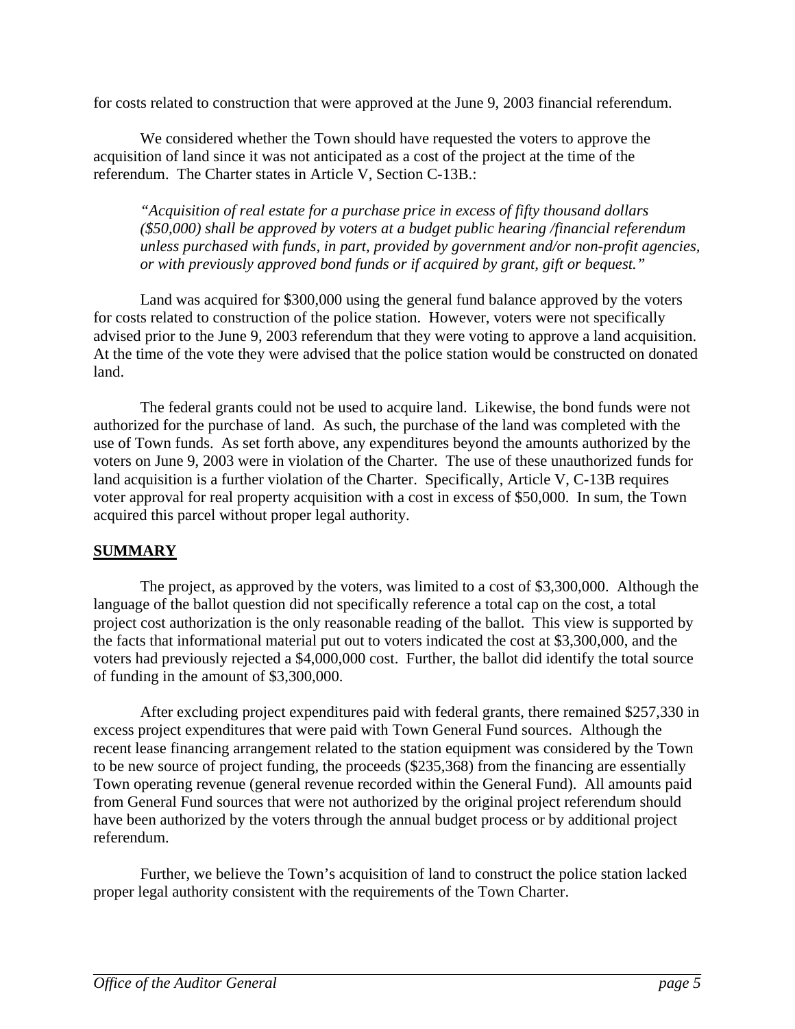for costs related to construction that were approved at the June 9, 2003 financial referendum.

We considered whether the Town should have requested the voters to approve the acquisition of land since it was not anticipated as a cost of the project at the time of the referendum. The Charter states in Article V, Section C-13B.:

> *"Acquisition of real estate for a purchase price in excess of fifty thousand dollars ($50,000) shall be approved by voters at a budget public hearing /financial referendum unless purchased with funds, in part, provided by government and/or non-profit agencies, or with previously approved bond funds or if acquired by grant, gift or bequest."*

Land was acquired for $300,000 using the general fund balance approved by the voters for costs related to construction of the police station. However, voters were not specifically advised prior to the June 9, 2003 referendum that they were voting to approve a land acquisition. At the time of the vote they were advised that the police station would be constructed on donated land.

The federal grants could not be used to acquire land. Likewise, the bond funds were not authorized for the purchase of land. As such, the purchase of the land was completed with the use of Town funds. As set forth above, any expenditures beyond the amounts authorized by the voters on June 9, 2003 were in violation of the Charter. The use of these unauthorized funds for land acquisition is a further violation of the Charter. Specifically, Article V, C-13B requires voter approval for real property acquisition with a cost in excess of $50,000. In sum, the Town acquired this parcel without proper legal authority.

## SUMMARY

The project, as approved by the voters, was limited to a cost of $3,300,000. Although the language of the ballot question did not specifically reference a total cap on the cost, a total project cost authorization is the only reasonable reading of the ballot. This view is supported by the facts that informational material put out to voters indicated the cost at $3,300,000, and the voters had previously rejected a $4,000,000 cost. Further, the ballot did identify the total source of funding in the amount of $3,300,000.

After excluding project expenditures paid with federal grants, there remained $257,330 in excess project expenditures that were paid with Town General Fund sources. Although the recent lease financing arrangement related to the station equipment was considered by the Town to be new source of project funding, the proceeds ($235,368) from the financing are essentially Town operating revenue (general revenue recorded within the General Fund). All amounts paid from General Fund sources that were not authorized by the original project referendum should have been authorized by the voters through the annual budget process or by additional project referendum.

Further, we believe the Town's acquisition of land to construct the police station lacked proper legal authority consistent with the requirements of the Town Charter.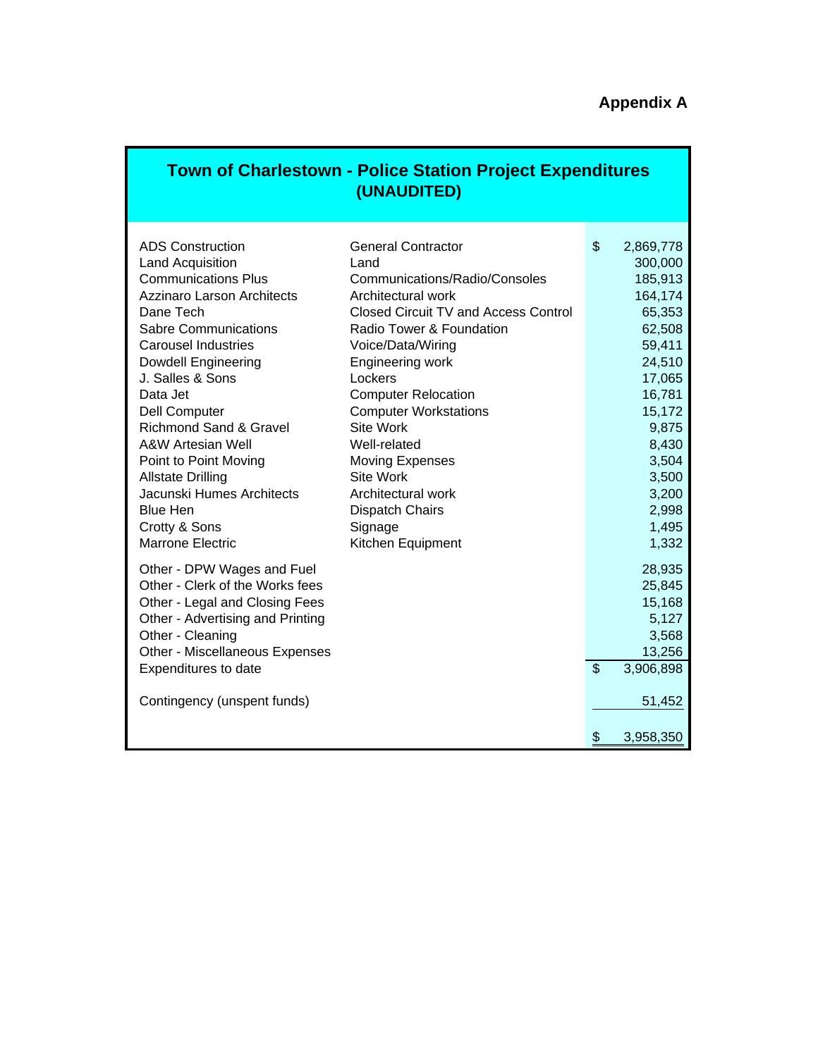**Appendix A**

## Town of Charlestown - Police Station Project Expenditures (UNAUDITED)

| Vendor | Description | Amount |
|---|---|---|
| ADS Construction | General Contractor | $ 2,869,778 |
| Land Acquisition | Land | 300,000 |
| Communications Plus | Communications/Radio/Consoles | 185,913 |
| Azzinaro Larson Architects | Architectural work | 164,174 |
| Dane Tech | Closed Circuit TV and Access Control | 65,353 |
| Sabre Communications | Radio Tower & Foundation | 62,508 |
| Carousel Industries | Voice/Data/Wiring | 59,411 |
| Dowdell Engineering | Engineering work | 24,510 |
| J. Salles & Sons | Lockers | 17,065 |
| Data Jet | Computer Relocation | 16,781 |
| Dell Computer | Computer Workstations | 15,172 |
| Richmond Sand & Gravel | Site Work | 9,875 |
| A&W Artesian Well | Well-related | 8,430 |
| Point to Point Moving | Moving Expenses | 3,504 |
| Allstate Drilling | Site Work | 3,500 |
| Jacunski Humes Architects | Architectural work | 3,200 |
| Blue Hen | Dispatch Chairs | 2,998 |
| Crotty & Sons | Signage | 1,495 |
| Marrone Electric | Kitchen Equipment | 1,332 |
| Other - DPW Wages and Fuel | | 28,935 |
| Other - Clerk of the Works fees | | 25,845 |
| Other - Legal and Closing Fees | | 15,168 |
| Other - Advertising and Printing | | 5,127 |
| Other - Cleaning | | 3,568 |
| Other - Miscellaneous Expenses | | 13,256 |
| Expenditures to date | | $ 3,906,898 |
| Contingency (unspent funds) | | 51,452 |
| | | $ 3,958,350 |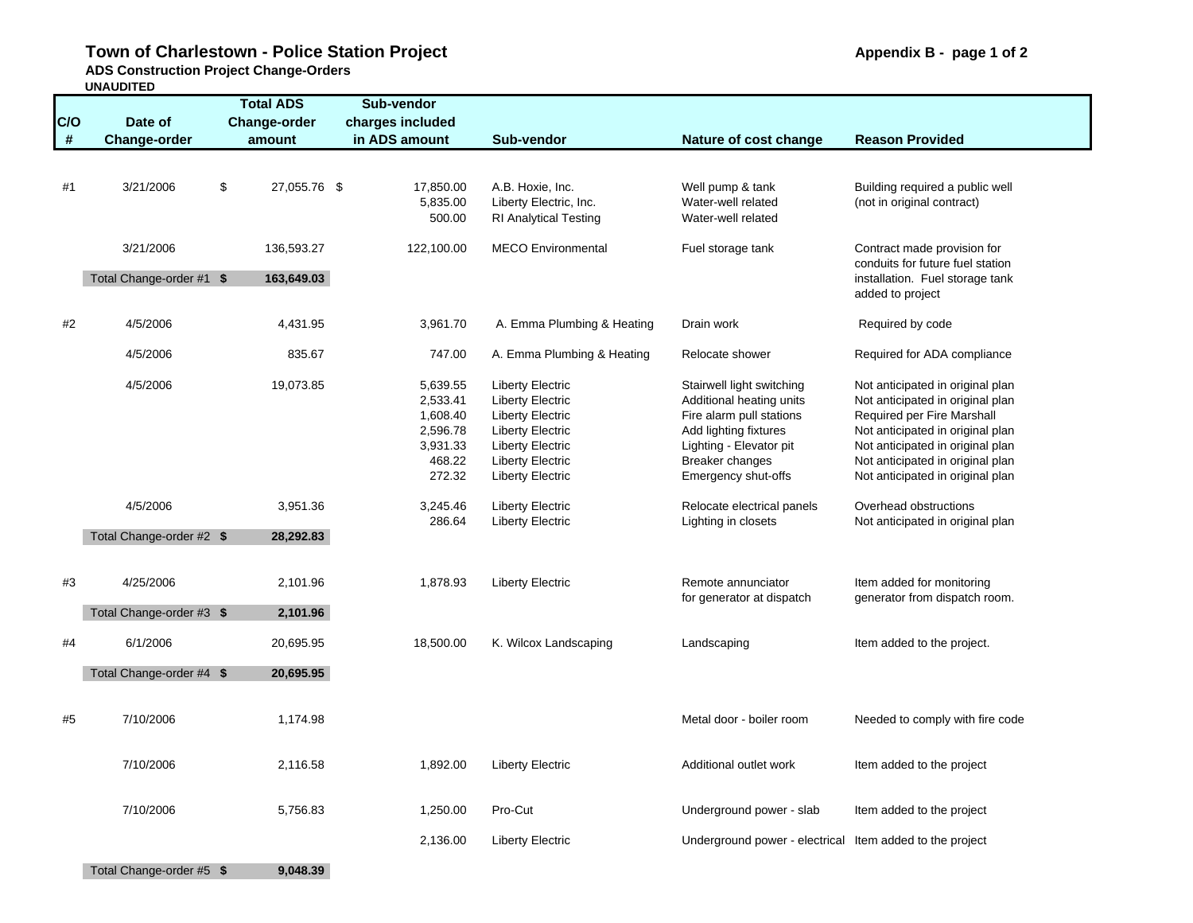# Town of Charlestown - Police Station Project

**Appendix B - page 1 of 2**

**ADS Construction Project Change-Orders**

**UNAUDITED**

| C/O # | Date of Change-order | Total ADS Change-order amount | Sub-vendor charges included in ADS amount | Sub-vendor | Nature of cost change | Reason Provided |
|---|---|---|---|---|---|---|
| #1 | 3/21/2006 | $ 27,055.76 | $ 17,850.00 | A.B. Hoxie, Inc. | Well pump & tank | Building required a public well (not in original contract) |
| | | | 5,835.00 | Liberty Electric, Inc. | Water-well related | |
| | | | 500.00 | RI Analytical Testing | Water-well related | |
| | 3/21/2006 | 136,593.27 | 122,100.00 | MECO Environmental | Fuel storage tank | Contract made provision for conduits for future fuel station installation. Fuel storage tank added to project |
| | **Total Change-order #1** | **$ 163,649.03** | | | | |
| #2 | 4/5/2006 | 4,431.95 | 3,961.70 | A. Emma Plumbing & Heating | Drain work | Required by code |
| | 4/5/2006 | 835.67 | 747.00 | A. Emma Plumbing & Heating | Relocate shower | Required for ADA compliance |
| | 4/5/2006 | 19,073.85 | 5,639.55 | Liberty Electric | Stairwell light switching | Not anticipated in original plan |
| | | | 2,533.41 | Liberty Electric | Additional heating units | Not anticipated in original plan |
| | | | 1,608.40 | Liberty Electric | Fire alarm pull stations | Required per Fire Marshall |
| | | | 2,596.78 | Liberty Electric | Add lighting fixtures | Not anticipated in original plan |
| | | | 3,931.33 | Liberty Electric | Lighting - Elevator pit | Not anticipated in original plan |
| | | | 468.22 | Liberty Electric | Breaker changes | Not anticipated in original plan |
| | | | 272.32 | Liberty Electric | Emergency shut-offs | Not anticipated in original plan |
| | 4/5/2006 | 3,951.36 | 3,245.46 | Liberty Electric | Relocate electrical panels | Overhead obstructions |
| | | | 286.64 | Liberty Electric | Lighting in closets | Not anticipated in original plan |
| | **Total Change-order #2** | **$ 28,292.83** | | | | |
| #3 | 4/25/2006 | 2,101.96 | 1,878.93 | Liberty Electric | Remote annunciator for generator at dispatch | Item added for monitoring generator from dispatch room. |
| | **Total Change-order #3** | **$ 2,101.96** | | | | |
| #4 | 6/1/2006 | 20,695.95 | 18,500.00 | K. Wilcox Landscaping | Landscaping | Item added to the project. |
| | **Total Change-order #4** | **$ 20,695.95** | | | | |
| #5 | 7/10/2006 | 1,174.98 | | | Metal door - boiler room | Needed to comply with fire code |
| | 7/10/2006 | 2,116.58 | 1,892.00 | Liberty Electric | Additional outlet work | Item added to the project |
| | 7/10/2006 | 5,756.83 | 1,250.00 | Pro-Cut | Underground power - slab | Item added to the project |
| | | | 2,136.00 | Liberty Electric | Underground power - electrical | Item added to the project |
| | **Total Change-order #5** | **$ 9,048.39** | | | | |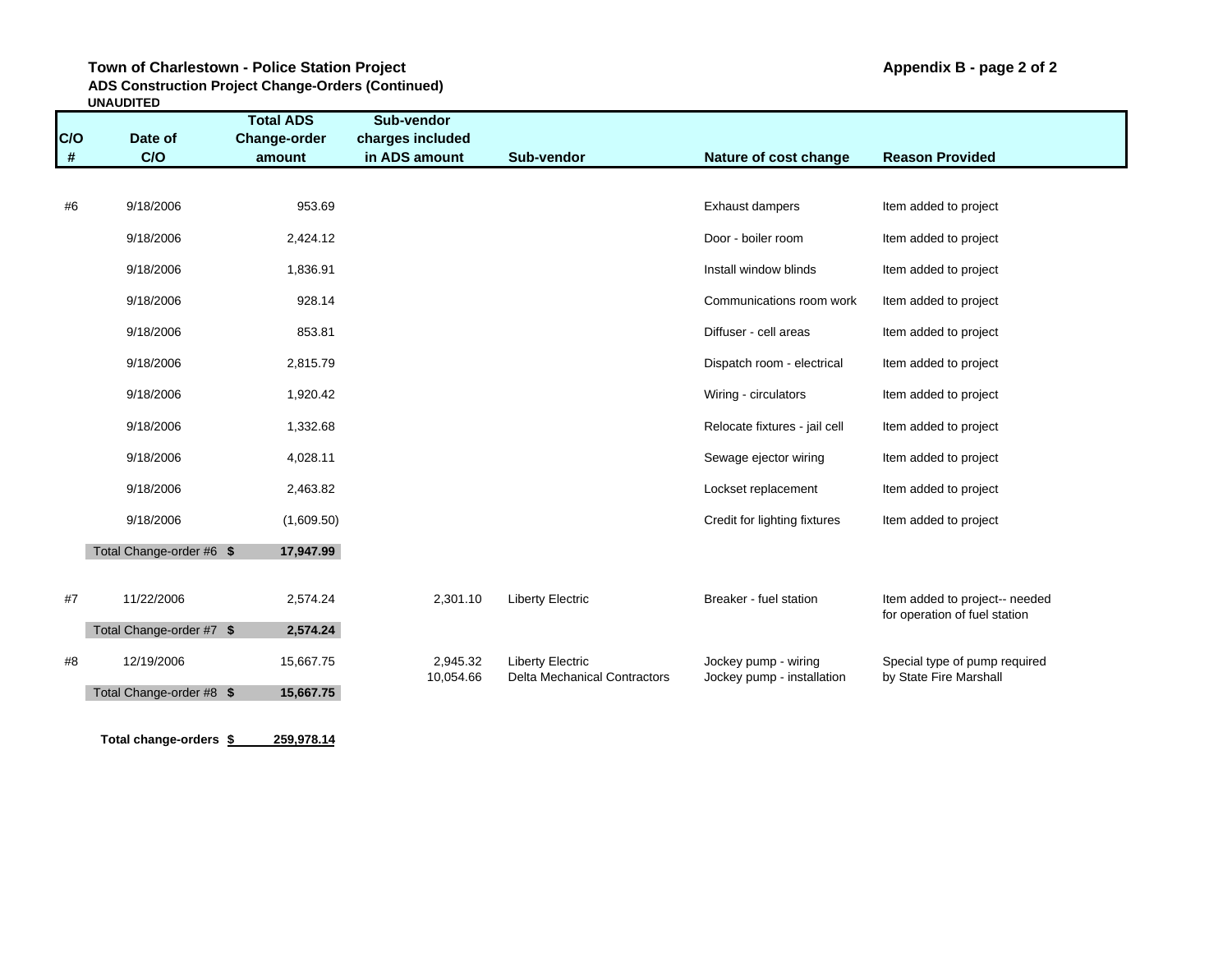**Town of Charlestown - Police Station Project**

**ADS Construction Project Change-Orders (Continued)**

**UNAUDITED**

**Appendix B - page 2 of 2**

| C/O # | Date of C/O | Total ADS Change-order amount | Sub-vendor charges included in ADS amount | Sub-vendor | Nature of cost change | Reason Provided |
|---|---|---|---|---|---|---|
| #6 | 9/18/2006 | 953.69 | | | Exhaust dampers | Item added to project |
| | 9/18/2006 | 2,424.12 | | | Door - boiler room | Item added to project |
| | 9/18/2006 | 1,836.91 | | | Install window blinds | Item added to project |
| | 9/18/2006 | 928.14 | | | Communications room work | Item added to project |
| | 9/18/2006 | 853.81 | | | Diffuser - cell areas | Item added to project |
| | 9/18/2006 | 2,815.79 | | | Dispatch room - electrical | Item added to project |
| | 9/18/2006 | 1,920.42 | | | Wiring - circulators | Item added to project |
| | 9/18/2006 | 1,332.68 | | | Relocate fixtures - jail cell | Item added to project |
| | 9/18/2006 | 4,028.11 | | | Sewage ejector wiring | Item added to project |
| | 9/18/2006 | 2,463.82 | | | Lockset replacement | Item added to project |
| | 9/18/2006 | (1,609.50) | | | Credit for lighting fixtures | Item added to project |
| | Total Change-order #6 $ | **17,947.99** | | | | |
| #7 | 11/22/2006 | 2,574.24 | 2,301.10 | Liberty Electric | Breaker - fuel station | Item added to project-- needed for operation of fuel station |
| | Total Change-order #7 $ | **2,574.24** | | | | |
| #8 | 12/19/2006 | 15,667.75 | 2,945.32 | Liberty Electric | Jockey pump - wiring | Special type of pump required by State Fire Marshall |
| | | | 10,054.66 | Delta Mechanical Contractors | Jockey pump - installation | |
| | Total Change-order #8 $ | **15,667.75** | | | | |
| | **Total change-orders $** | **259,978.14** | | | | |